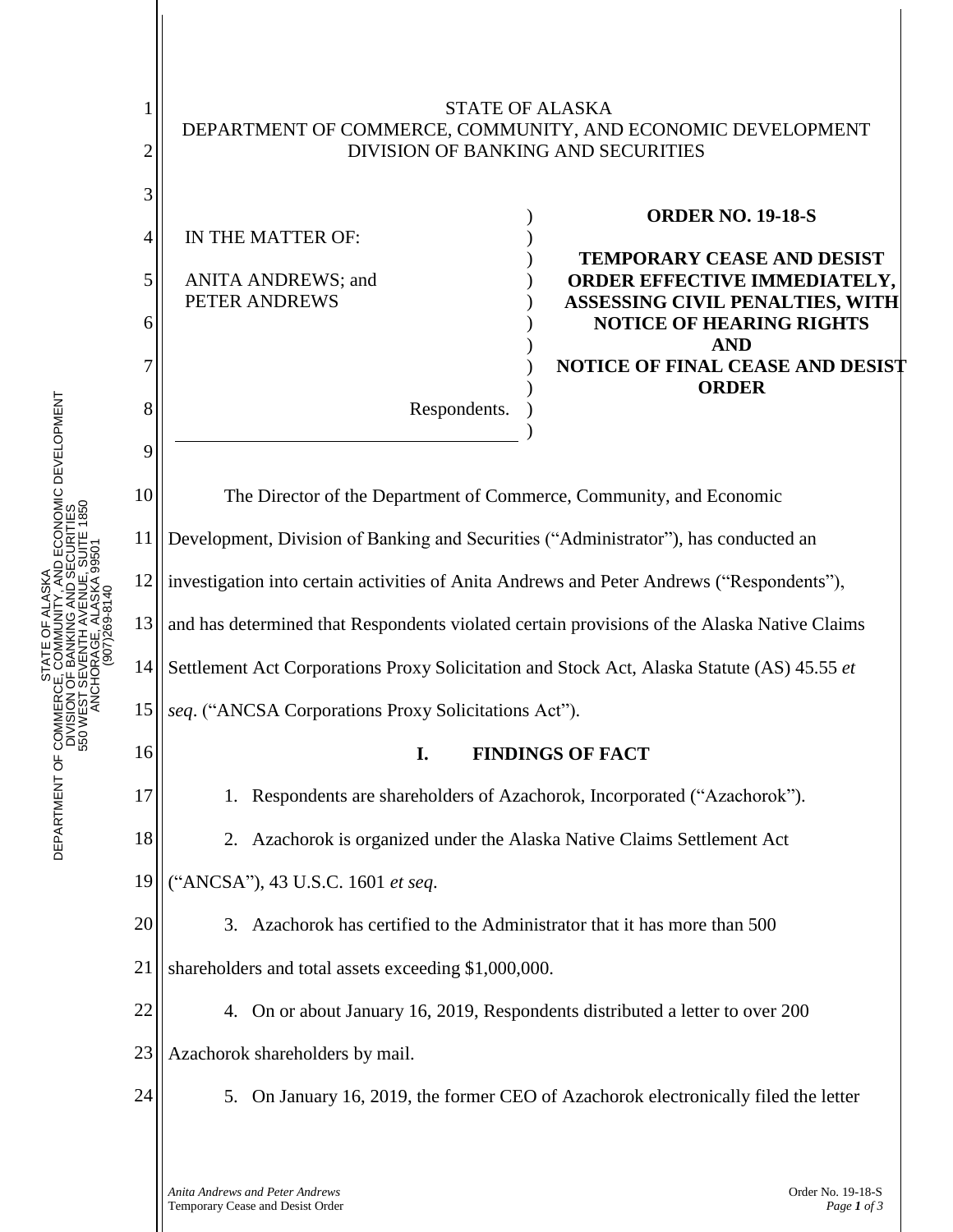STATE OF ALASKA
DEPARTMENT OF COMMERCE, COMMUNITY, AND ECONOMIC DEVELOPMENT
DIVISION OF BANKING AND SECURITIES

IN THE MATTER OF:

ANITA ANDREWS; and
PETER ANDREWS

Respondents.

**ORDER NO. 19-18-S**

**TEMPORARY CEASE AND DESIST ORDER EFFECTIVE IMMEDIATELY, ASSESSING CIVIL PENALTIES, WITH NOTICE OF HEARING RIGHTS AND NOTICE OF FINAL CEASE AND DESIST ORDER**

The Director of the Department of Commerce, Community, and Economic Development, Division of Banking and Securities ("Administrator"), has conducted an investigation into certain activities of Anita Andrews and Peter Andrews ("Respondents"), and has determined that Respondents violated certain provisions of the Alaska Native Claims Settlement Act Corporations Proxy Solicitation and Stock Act, Alaska Statute (AS) 45.55 *et seq*. ("ANCSA Corporations Proxy Solicitations Act").

## I. FINDINGS OF FACT

1. Respondents are shareholders of Azachorok, Incorporated ("Azachorok").

2. Azachorok is organized under the Alaska Native Claims Settlement Act ("ANCSA"), 43 U.S.C. 1601 *et seq*.

3. Azachorok has certified to the Administrator that it has more than 500 shareholders and total assets exceeding $1,000,000.

4. On or about January 16, 2019, Respondents distributed a letter to over 200 Azachorok shareholders by mail.

5. On January 16, 2019, the former CEO of Azachorok electronically filed the letter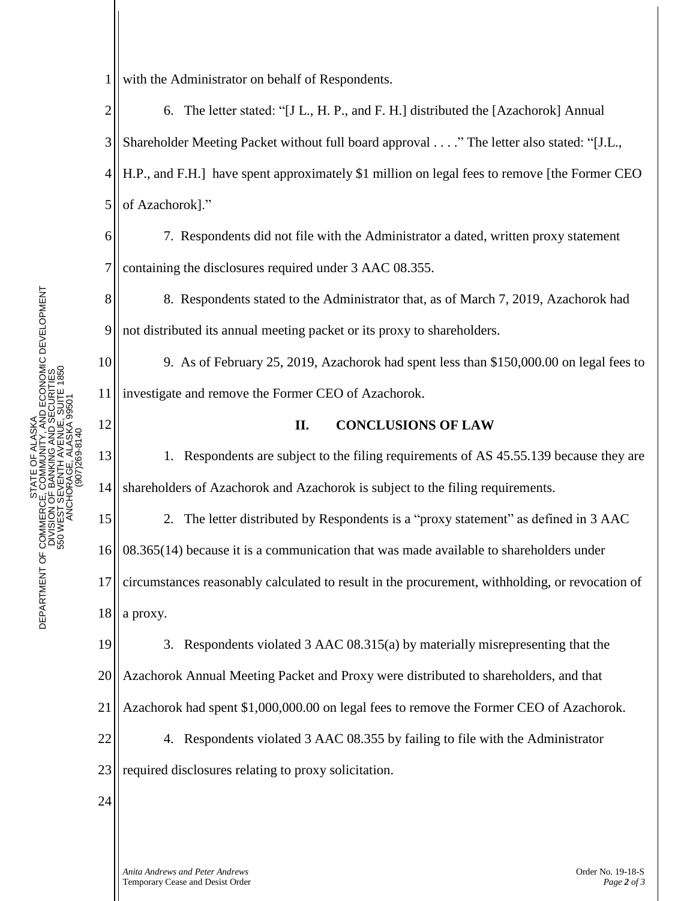with the Administrator on behalf of Respondents.

6. The letter stated: "[J L., H. P., and F. H.] distributed the [Azachorok] Annual Shareholder Meeting Packet without full board approval . . . ." The letter also stated: "[J.L., H.P., and F.H.] have spent approximately $1 million on legal fees to remove [the Former CEO of Azachorok]."

7. Respondents did not file with the Administrator a dated, written proxy statement containing the disclosures required under 3 AAC 08.355.

8. Respondents stated to the Administrator that, as of March 7, 2019, Azachorok had not distributed its annual meeting packet or its proxy to shareholders.

9. As of February 25, 2019, Azachorok had spent less than $150,000.00 on legal fees to investigate and remove the Former CEO of Azachorok.

## II. CONCLUSIONS OF LAW

1. Respondents are subject to the filing requirements of AS 45.55.139 because they are shareholders of Azachorok and Azachorok is subject to the filing requirements.

2. The letter distributed by Respondents is a "proxy statement" as defined in 3 AAC 08.365(14) because it is a communication that was made available to shareholders under circumstances reasonably calculated to result in the procurement, withholding, or revocation of a proxy.

3. Respondents violated 3 AAC 08.315(a) by materially misrepresenting that the Azachorok Annual Meeting Packet and Proxy were distributed to shareholders, and that Azachorok had spent $1,000,000.00 on legal fees to remove the Former CEO of Azachorok.

4. Respondents violated 3 AAC 08.355 by failing to file with the Administrator required disclosures relating to proxy solicitation.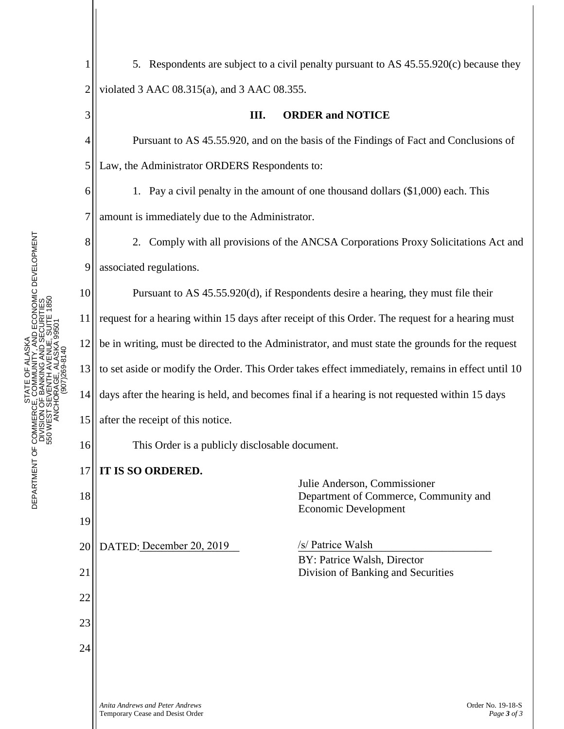5. Respondents are subject to a civil penalty pursuant to AS 45.55.920(c) because they violated 3 AAC 08.315(a), and 3 AAC 08.355.

## III. ORDER and NOTICE

Pursuant to AS 45.55.920, and on the basis of the Findings of Fact and Conclusions of Law, the Administrator ORDERS Respondents to:

1. Pay a civil penalty in the amount of one thousand dollars ($1,000) each. This amount is immediately due to the Administrator.

2. Comply with all provisions of the ANCSA Corporations Proxy Solicitations Act and associated regulations.

Pursuant to AS 45.55.920(d), if Respondents desire a hearing, they must file their request for a hearing within 15 days after receipt of this Order. The request for a hearing must be in writing, must be directed to the Administrator, and must state the grounds for the request to set aside or modify the Order. This Order takes effect immediately, remains in effect until 10 days after the hearing is held, and becomes final if a hearing is not requested within 15 days after the receipt of this notice.

This Order is a publicly disclosable document.

**IT IS SO ORDERED.**

Julie Anderson, Commissioner
Department of Commerce, Community and Economic Development

DATED: December 20, 2019

/s/ Patrice Walsh
BY: Patrice Walsh, Director
Division of Banking and Securities